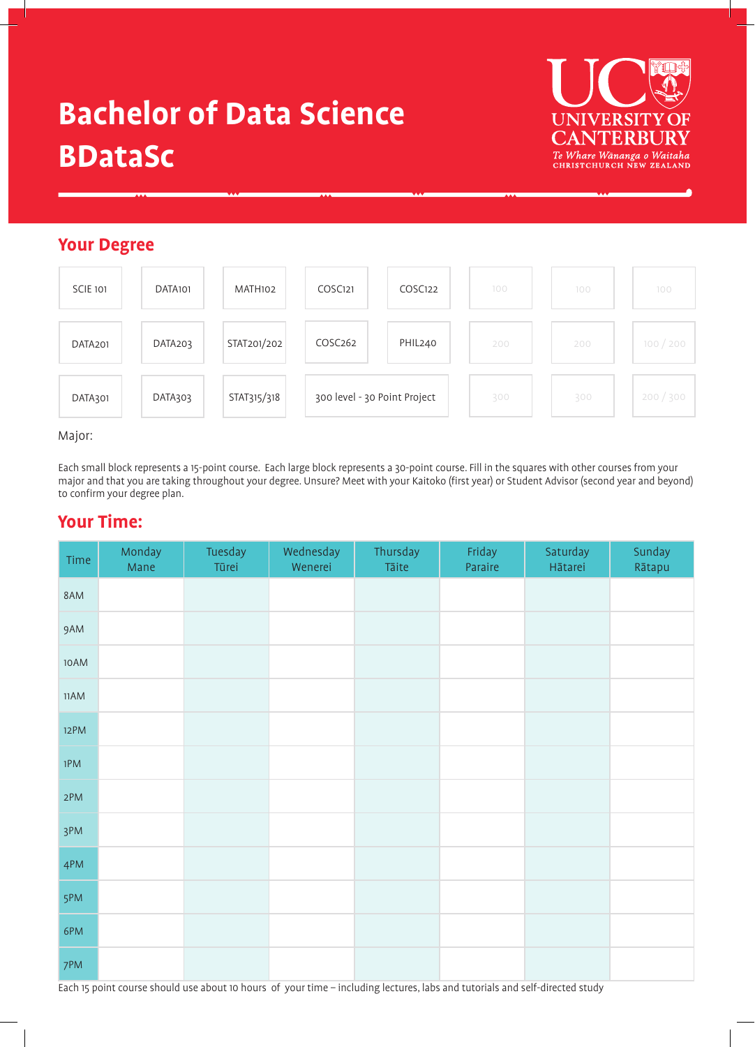# Bachelor of Data Science BDataSc

UNIVERSITY OF CANTERBURY
*Te Whare Wānanga o Waitaha*
CHRISTCHURCH NEW ZEALAND

## Your Degree

| | | | | | | | |
|---|---|---|---|---|---|---|---|
| SCIE 101 | DATA101 | MATH102 | COSC121 | COSC122 | 100 | 100 | 100 |
| DATA201 | DATA203 | STAT201/202 | COSC262 | PHIL240 | 200 | 200 | 100 / 200 |
| DATA301 | DATA303 | STAT315/318 | 300 level - 30 Point Project | | 300 | 300 | 200 / 300 |

Major:

Each small block represents a 15-point course. Each large block represents a 30-point course. Fill in the squares with other courses from your major and that you are taking throughout your degree. Unsure? Meet with your Kaitoko (first year) or Student Advisor (second year and beyond) to confirm your degree plan.

## Your Time:

| Time | Monday Mane | Tuesday Tūrei | Wednesday Wenerei | Thursday Tāite | Friday Paraire | Saturday Hātarei | Sunday Rātapu |
|---|---|---|---|---|---|---|---|
| 8AM | | | | | | | |
| 9AM | | | | | | | |
| 10AM | | | | | | | |
| 11AM | | | | | | | |
| 12PM | | | | | | | |
| 1PM | | | | | | | |
| 2PM | | | | | | | |
| 3PM | | | | | | | |
| 4PM | | | | | | | |
| 5PM | | | | | | | |
| 6PM | | | | | | | |
| 7PM | | | | | | | |

Each 15 point course should use about 10 hours of your time – including lectures, labs and tutorials and self-directed study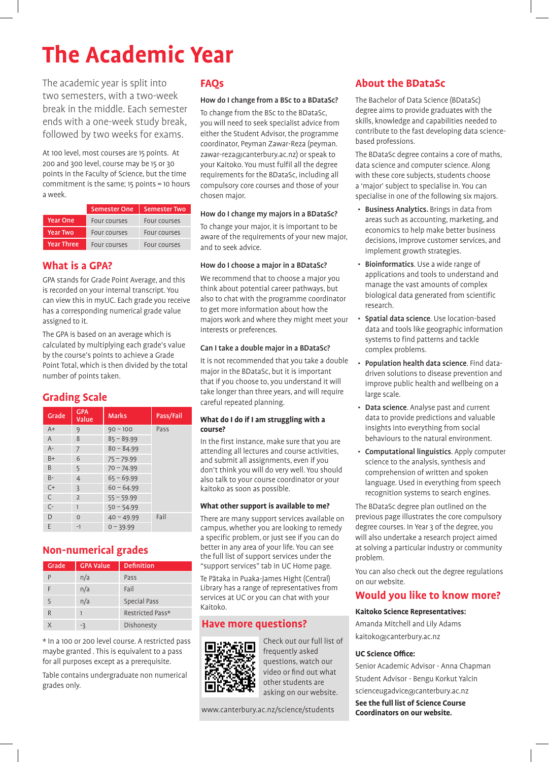# The Academic Year

The academic year is split into two semesters, with a two-week break in the middle. Each semester ends with a one-week study break, followed by two weeks for exams.

At 100 level, most courses are 15 points. At 200 and 300 level, course may be 15 or 30 points in the Faculty of Science, but the time commitment is the same; 15 points = 10 hours a week.

| | Semester One | Semester Two |
|---|---|---|
| Year One | Four courses | Four courses |
| Year Two | Four courses | Four courses |
| Year Three | Four courses | Four courses |

## What is a GPA?

GPA stands for Grade Point Average, and this is recorded on your internal transcript. You can view this in myUC. Each grade you receive has a corresponding numerical grade value assigned to it.

The GPA is based on an average which is calculated by multiplying each grade's value by the course's points to achieve a Grade Point Total, which is then divided by the total number of points taken.

## Grading Scale

| Grade | GPA Value | Marks | Pass/Fail |
|---|---|---|---|
| A+ | 9 | 90 – 100 | Pass |
| A | 8 | 85 – 89.99 | |
| A- | 7 | 80 – 84.99 | |
| B+ | 6 | 75 – 79.99 | |
| B | 5 | 70 – 74.99 | |
| B- | 4 | 65 – 69.99 | |
| C+ | 3 | 60 – 64.99 | |
| C | 2 | 55 – 59.99 | |
| C- | 1 | 50 – 54.99 | |
| D | 0 | 40 – 49.99 | Fail |
| E | -1 | 0 – 39.99 | |

## Non-numerical grades

| Grade | GPA Value | Definition |
|---|---|---|
| P | n/a | Pass |
| F | n/a | Fail |
| S | n/a | Special Pass |
| R | 1 | Restricted Pass* |
| X | -3 | Dishonesty |

* In a 100 or 200 level course. A restricted pass maybe granted . This is equivalent to a pass for all purposes except as a prerequisite.

Table contains undergraduate non numerical grades only.

## FAQs

**How do I change from a BSc to a BDataSc?**

To change from the BSc to the BDataSc, you will need to seek specialist advice from either the Student Advisor, the programme coordinator, Peyman Zawar-Reza (peyman.zawar-reza@canterbury.ac.nz) or speak to your Kaitoko. You must fulfil all the degree requirements for the BDataSc, including all compulsory core courses and those of your chosen major.

**How do I change my majors in a BDataSc?**

To change your major, it is important to be aware of the requirements of your new major, and to seek advice.

**How do I choose a major in a BDataSc?**

We recommend that to choose a major you think about potential career pathways, but also to chat with the programme coordinator to get more information about how the majors work and where they might meet your interests or preferences.

**Can I take a double major in a BDataSc?**

It is not recommended that you take a double major in the BDataSc, but it is important that if you choose to, you understand it will take longer than three years, and will require careful repeated planning.

**What do I do if I am struggling with a course?**

In the first instance, make sure that you are attending all lectures and course activities, and submit all assignments, even if you don't think you will do very well. You should also talk to your course coordinator or your kaitoko as soon as possible.

**What other support is available to me?**

There are many support services available on campus, whether you are looking to remedy a specific problem, or just see if you can do better in any area of your life. You can see the full list of support services under the "support services" tab in UC Home page.

Te Pātaka in Puaka-James Hight (Central) Library has a range of representatives from services at UC or you can chat with your Kaitoko.

## Have more questions?

Check out our full list of frequently asked questions, watch our video or find out what other students are asking on our website.

www.canterbury.ac.nz/science/students

## About the BDataSc

The Bachelor of Data Science (BDataSc) degree aims to provide graduates with the skills, knowledge and capabilities needed to contribute to the fast developing data science-based professions.

The BDataSc degree contains a core of maths, data science and computer science. Along with these core subjects, students choose a 'major' subject to specialise in. You can specialise in one of the following six majors.

- **Business Analytics.** Brings in data from areas such as accounting, marketing, and economics to help make better business decisions, improve customer services, and implement growth strategies.
- **Bioinformatics.** Use a wide range of applications and tools to understand and manage the vast amounts of complex biological data generated from scientific research.
- **Spatial data science.** Use location-based data and tools like geographic information systems to find patterns and tackle complex problems.
- **Population health data science.** Find data-driven solutions to disease prevention and improve public health and wellbeing on a large scale.
- **Data science.** Analyse past and current data to provide predictions and valuable insights into everything from social behaviours to the natural environment.
- **Computational linguistics.** Apply computer science to the analysis, synthesis and comprehension of written and spoken language. Used in everything from speech recognition systems to search engines.

The BDataSc degree plan outlined on the previous page illustrates the core compulsory degree courses. In Year 3 of the degree, you will also undertake a research project aimed at solving a particular industry or community problem.

You can also check out the degree regulations on our website.

## Would you like to know more?

**Kaitoko Science Representatives:**

Amanda Mitchell and Lily Adams

kaitoko@canterbury.ac.nz

**UC Science Office:**

Senior Academic Advisor - Anna Chapman

Student Advisor - Bengu Korkut Yalcin

scienceugadvice@canterbury.ac.nz

**See the full list of Science Course Coordinators on our website.**